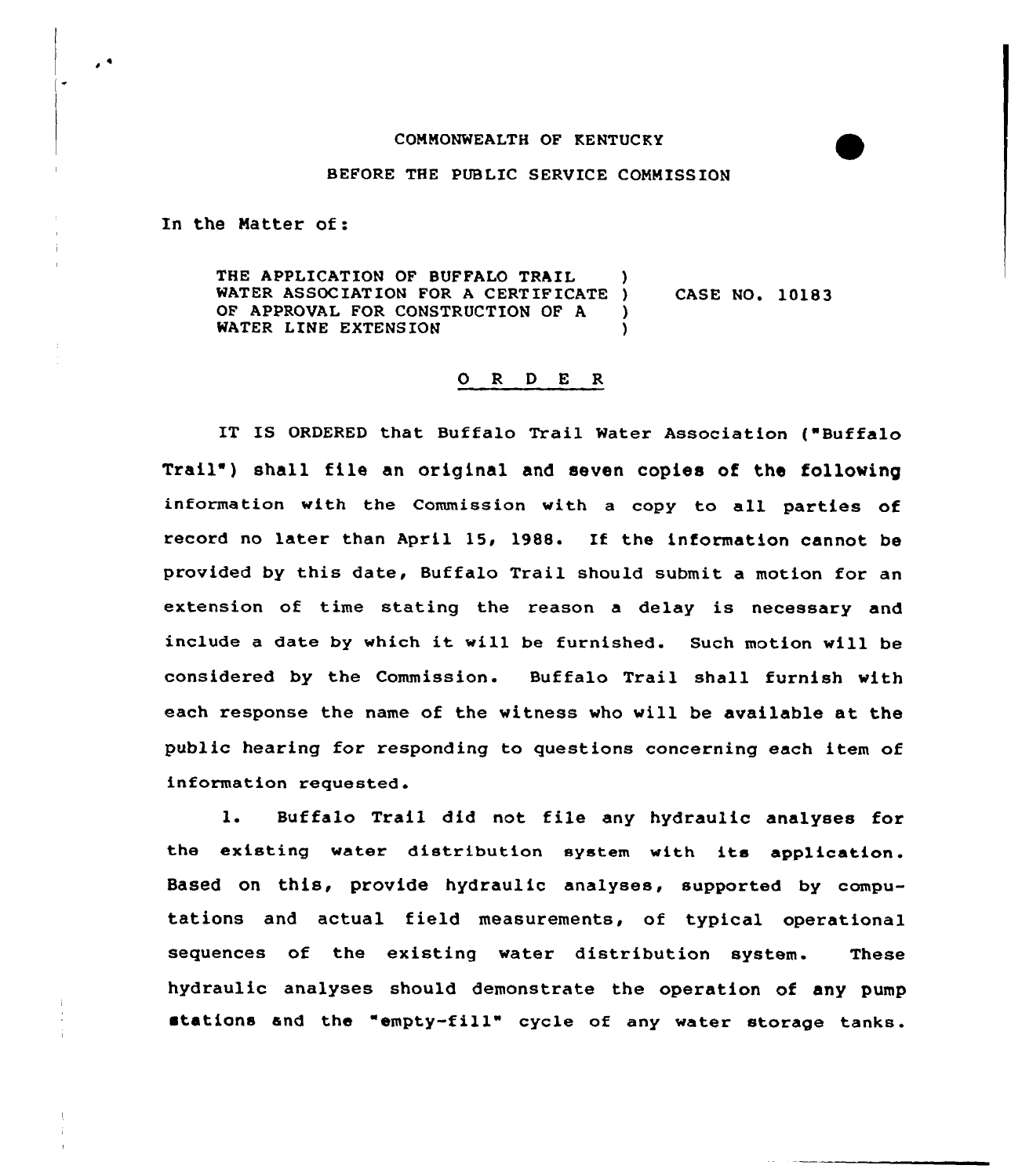COMMONWEALTH OF KENTUCKY

BEFORE THE PUBLIC SERVICE COMMISSION

In the Matter of:

THE APPLICATION OF BUFFALO TRAIL WATER ASSOCIATION FOR A CERTIFICATE OF APPROVAL FOR CONSTRUCTION OF A WATER LINE EXTENSION ) CASE NO. 10183

## O R D E R

IT IS ORDERED that Buffalo Trail Water Association ("Buffalo Trail") shall file an original and seven copies of the following information with the Commission with a copy to all parties of record no later than April 15, 1988. If the information cannot be provided by this date, Buffalo Trail should submit a motion for an extension of time stating the reason a delay is necessary and include a date by which it will be furnished. Such motion will be considered by the Commission. Buffalo Trail shall furnish with each response the name of the witness who will be available at the public hearing for responding to questions concerning each item of information requested.

1. Buffalo Trail did not file any hydraulic analyses for the existing water distribution system with its application. Based on this, provide hydraulic analyses, supported by computations and actual field measurements, of typical operational sequences of the existing water distribution system. These hydraulic analyses should demonstrate the operation of any pump stations and the "empty-fill" cycle of any water storage tanks.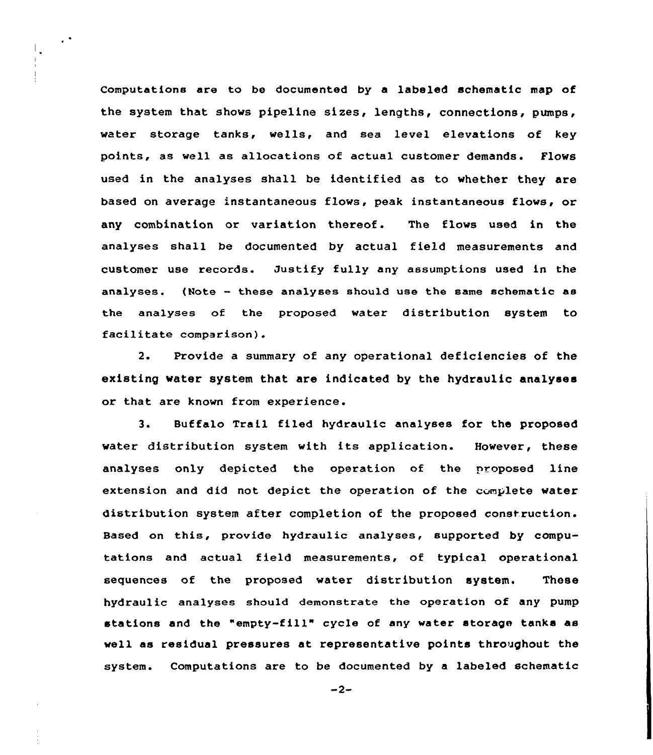Computations are to be documented by a labeled schematic map of the system that shows pipeline sizes, lengths, connections, pumps, water storage tanks, wells, and sea level elevations of key points, as well as allocations of actual customer demands. Flows used in the analyses shall be identified as to whether they are based on average instantaneous flows, peak instantaneous flows, or any combination or variation thereof. The flows used in the analyses shall be documented by actual field measurements and customer use records. Justify fully any assumptions used in the analyses. (Note - these analyses should use the same schematic as the analyses of the proposed water distribution system to facilitate comparison).

2. Provide a summary of any operational deficiencies of the existing water system that are indicated by the hydraulic analyses or that are known from experience.

3. Buffalo Trail filed hydraulic analyses for the proposed water distribution system with its application. However, these analyses only depicted the operation of the proposed line extension and did not depict the operation of the complete water distribution system after completion of the proposed construction. Based on this, provide hydraulic analyses, supported by computations and actual field measurements, of typical operational sequences of the proposed water distribution system. These hydraulic analyses should demonstrate the operation of any pump stations and the "empty-fill" cycle of any water storage tanks as well as residual pressures at representative points throughout the system. Computations are to be documented by a labeled schematic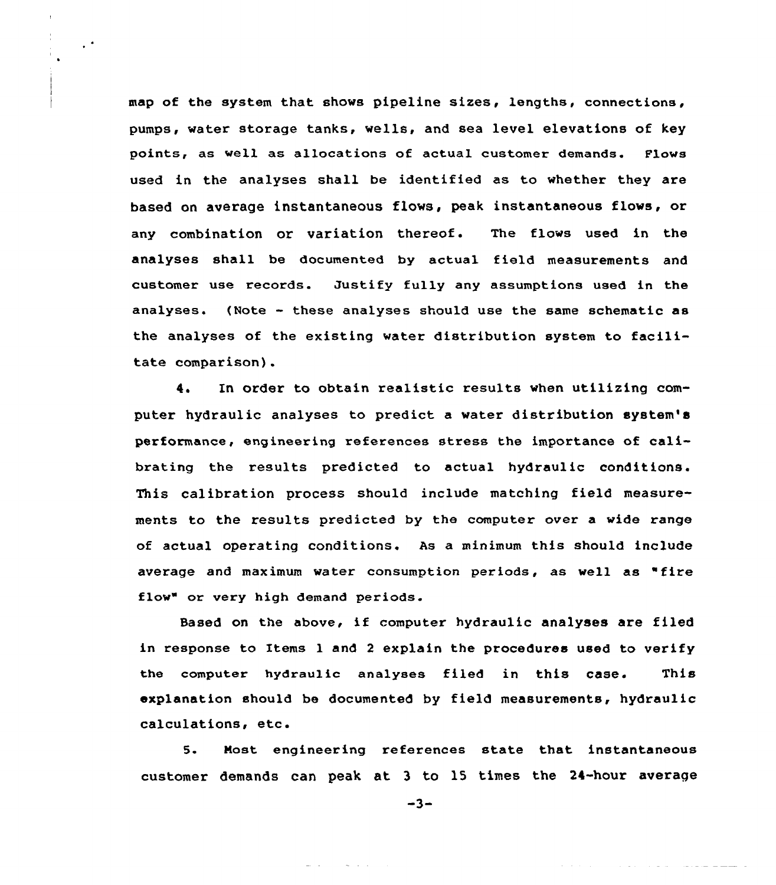map of the system that shows pipeline sizes, lengths, connections, pumps, water storage tanks, wells, and sea level elevations of key points, as well as allocations of actual customer demands. Flows used in the analyses shall be identified as to whether they are based on average instantaneous flows, peak instantaneous flows, or any combination or variation thereof. The flows used in the analyses shall be documented by actual field measurements and customer use records. Justify fully any assumptions used in the analyses. (Note - these analyses should use the same schematic as the analyses of the existing water distribution system to facilitate comparison).

4. In order to obtain realistic results when utilizing computer hydraulic analyses to predict a water distribution system's performance, engineering references stress the importance of calibrating the results predicted to actual hydraulic conditions. This calibration process should include matching field measurements to the results predicted by the computer over a wide range of actual operating conditions. As a minimum this should include average and maximum water consumption periods, as well as "fire flow" or very high demand periods.

Based on the above, if computer hydraulic analyses are filed in response to Items 1 and 2 explain the procedures used to verify the computer hydraulic analyses filed in this case. This explanation should be documented by field measurements, hydraulic calculations, etc.

5. Most engineering references state that instantaneous customer demands can peak at 3 to 15 times the 24-hour average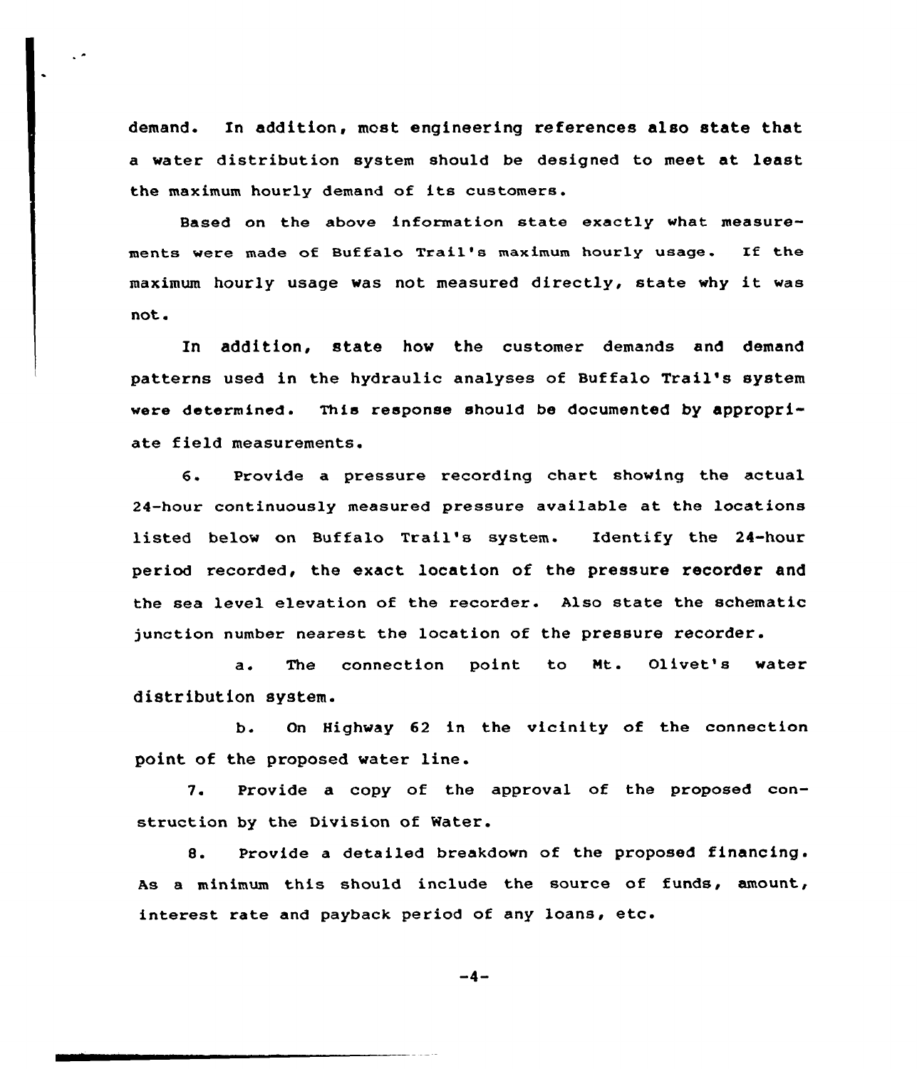demand. In addition, most engineering references also state that a water distribution system should be designed to meet at least the maximum hourly demand of its customers.

Based on the above information state exactly what measurements were made of Buffalo Trail's maximum hourly usage. If the maximum hourly usage was not measured directly, state why it was not.

In addition, state how the customer demands and demand patterns used in the hydraulic analyses of Buffalo Trail's system were determined. This response should be documented by appropriate field measurements.

6. Provide a pressure recording chart showing the actual 24-hour continuously measured pressure available at the locations listed below on Buffalo Trail's system. Identify the 24-hour period recorded, the exact location of the pressure recorder and the sea level elevation of the recorder. Also state the schematic junction number nearest the location of the pressure recorder.

   a. The connection point to Mt. Olivet's water distribution system.

   b. On Highway 62 in the vicinity of the connection point of the proposed water line.

7. Provide a copy of the approval of the proposed construction by the Division of Water.

8. Provide a detailed breakdown of the proposed financing. As a minimum this should include the source of funds, amount, interest rate and payback period of any loans, etc.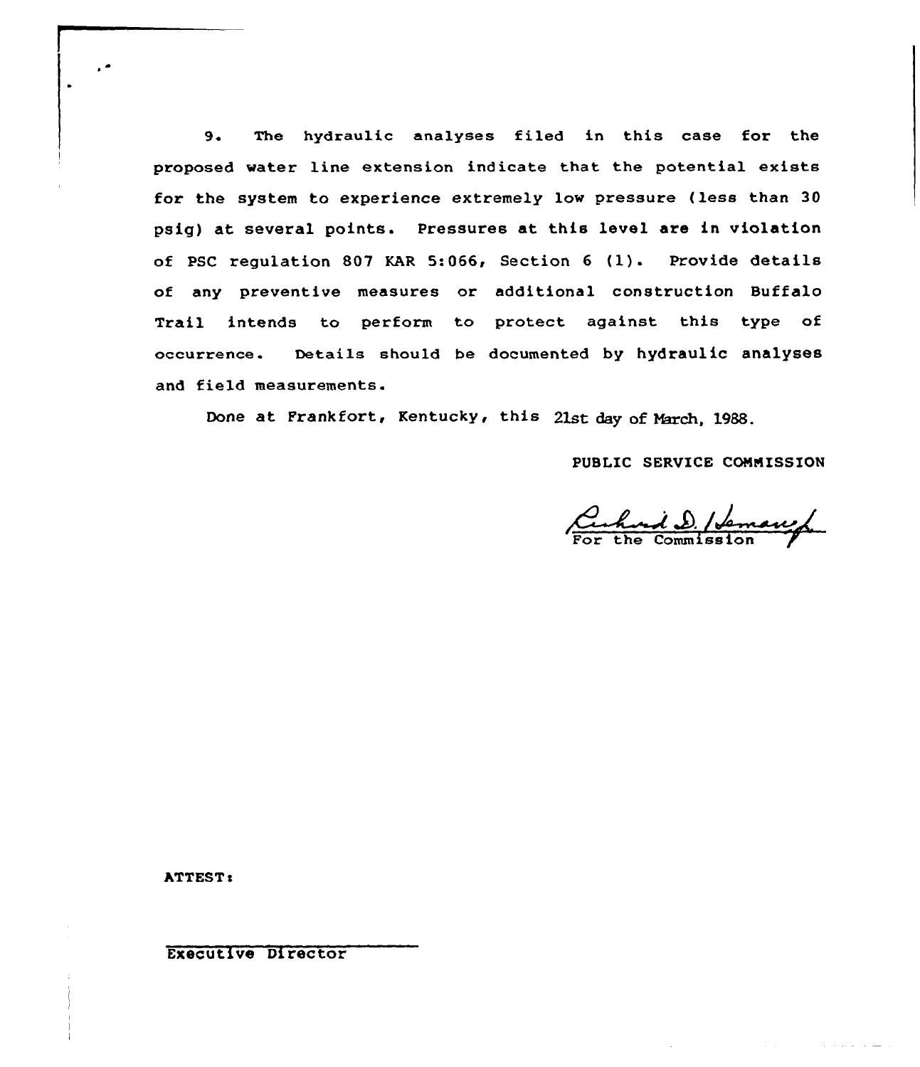9. The hydraulic analyses filed in this case for the proposed water line extension indicate that the potential exists for the system to experience extremely low pressure (less than 30 psig) at several points. Pressures at this level are in violation of PSC regulation 807 KAR 5:066, Section 6 (1). Provide details of any preventive measures or additional construction Buffalo Trail intends to perform to protect against this type of occurrence. Details should be documented by hydraulic analyses and field measurements.

Done at Frankfort, Kentucky, this 21st day of March, 1988.

PUBLIC SERVICE COMMISSION

For the Commission

ATTEST:

Executive Director